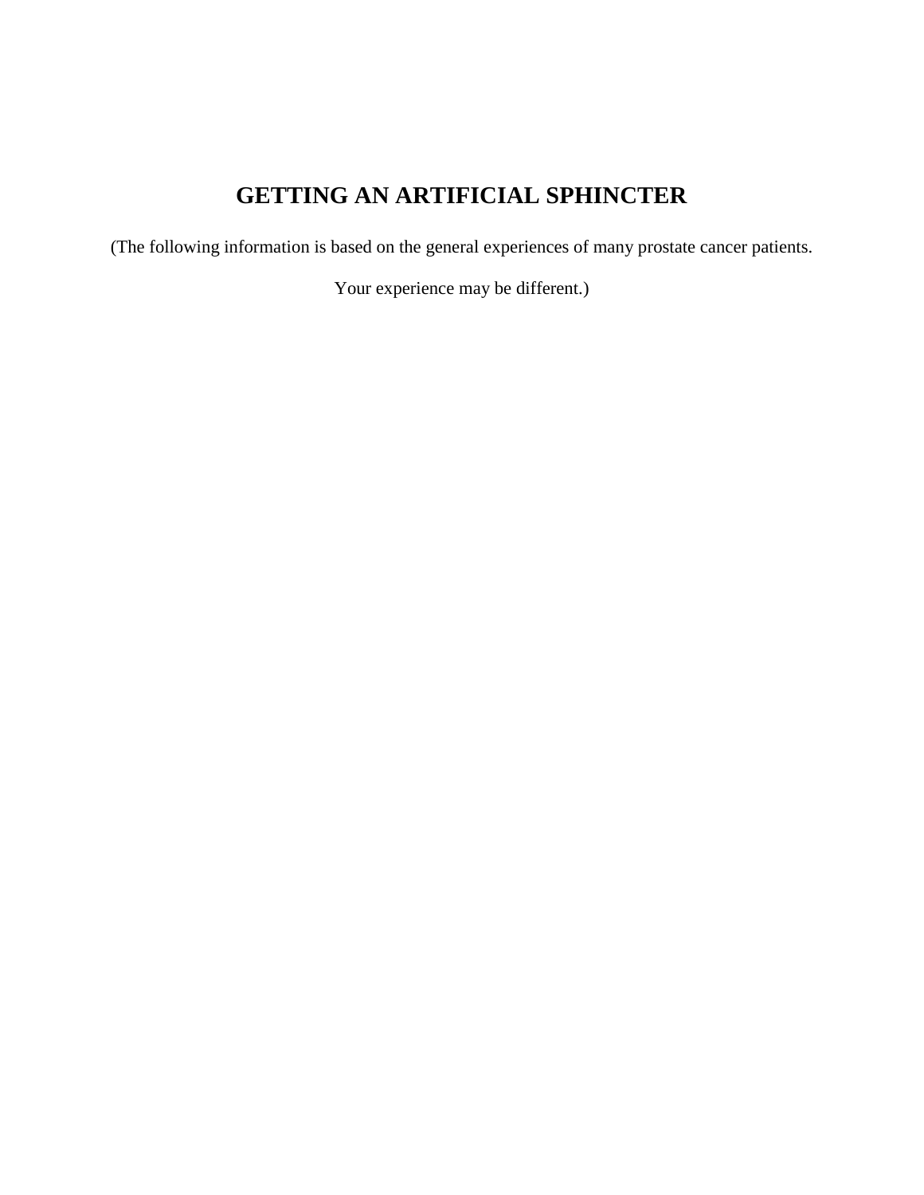# GETTING AN ARTIFICIAL SPHINCTER

(The following information is based on the general experiences of many prostate cancer patients.

Your experience may be different.)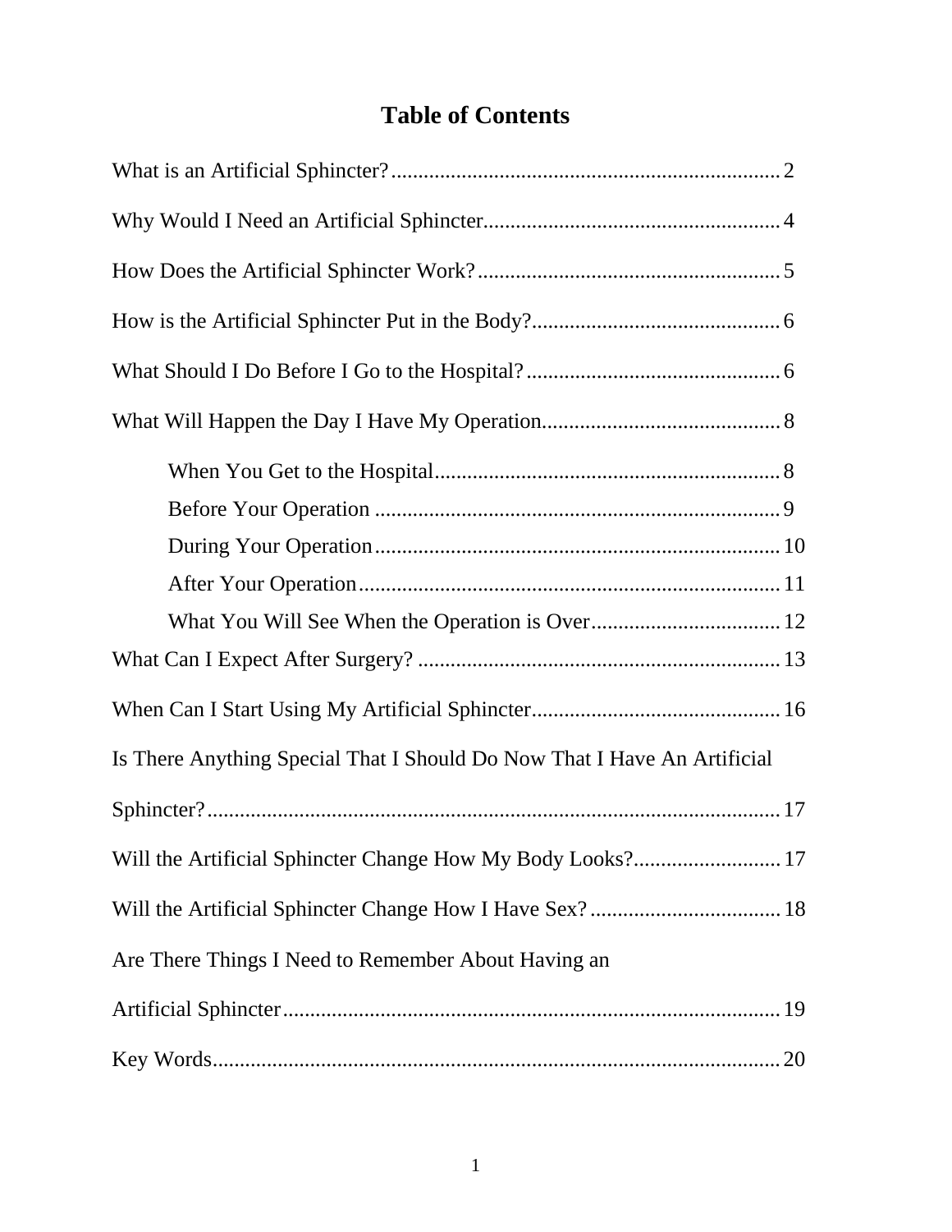# Table of Contents

What is an Artificial Sphincter? .......... 2

Why Would I Need an Artificial Sphincter .......... 4

How Does the Artificial Sphincter Work? .......... 5

How is the Artificial Sphincter Put in the Body? .......... 6

What Should I Do Before I Go to the Hospital? .......... 6

What Will Happen the Day I Have My Operation .......... 8

- When You Get to the Hospital .......... 8
- Before Your Operation .......... 9
- During Your Operation .......... 10
- After Your Operation .......... 11
- What You Will See When the Operation is Over .......... 12

What Can I Expect After Surgery? .......... 13

When Can I Start Using My Artificial Sphincter .......... 16

Is There Anything Special That I Should Do Now That I Have An Artificial Sphincter? .......... 17

Will the Artificial Sphincter Change How My Body Looks? .......... 17

Will the Artificial Sphincter Change How I Have Sex? .......... 18

Are There Things I Need to Remember About Having an Artificial Sphincter .......... 19

Key Words .......... 20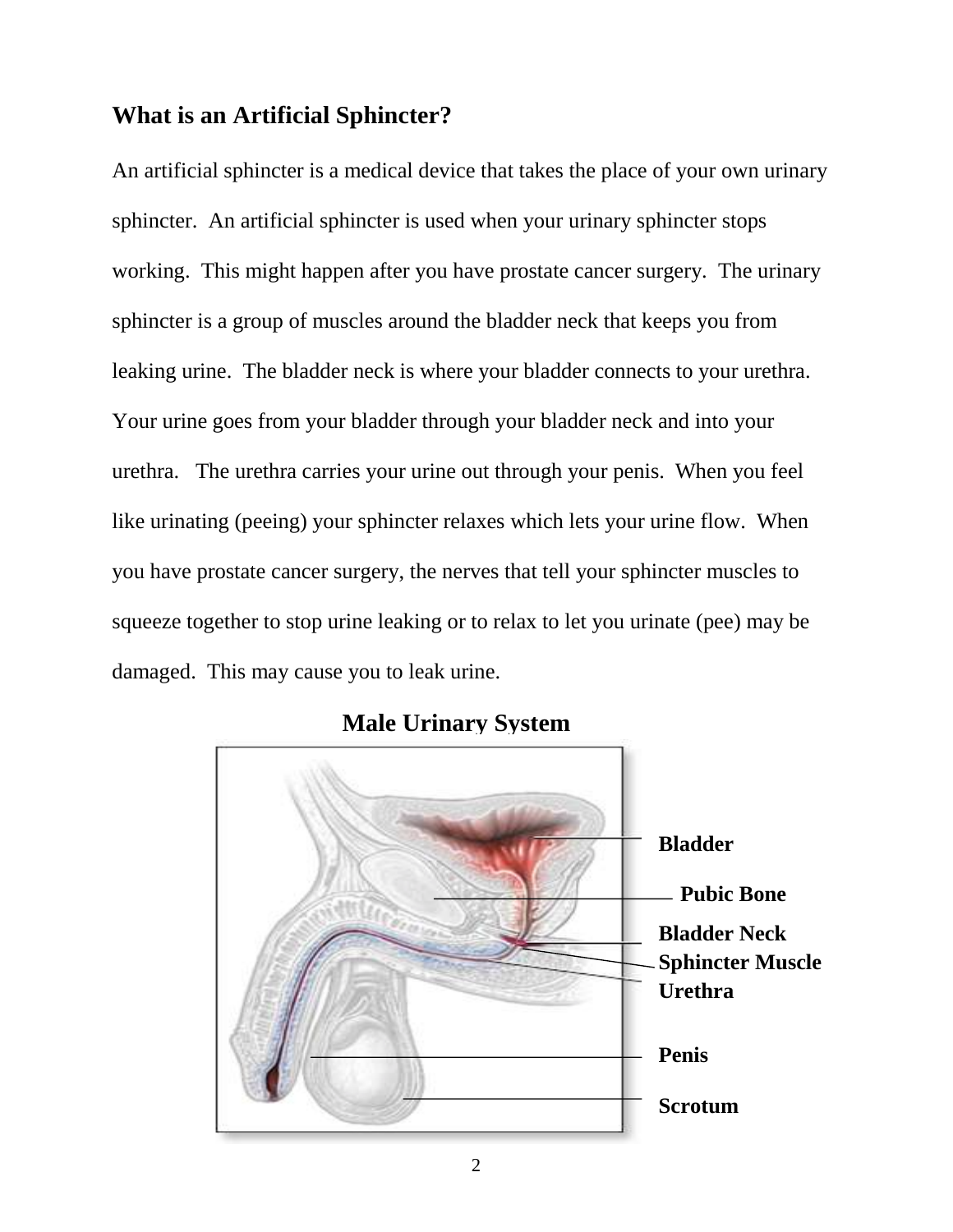## What is an Artificial Sphincter?

An artificial sphincter is a medical device that takes the place of your own urinary sphincter. An artificial sphincter is used when your urinary sphincter stops working. This might happen after you have prostate cancer surgery. The urinary sphincter is a group of muscles around the bladder neck that keeps you from leaking urine. The bladder neck is where your bladder connects to your urethra. Your urine goes from your bladder through your bladder neck and into your urethra. The urethra carries your urine out through your penis. When you feel like urinating (peeing) your sphincter relaxes which lets your urine flow. When you have prostate cancer surgery, the nerves that tell your sphincter muscles to squeeze together to stop urine leaking or to relax to let you urinate (pee) may be damaged. This may cause you to leak urine.

**Male Urinary System**

**Bladder**

**Pubic Bone**

**Bladder Neck**

**Sphincter Muscle**

**Urethra**

**Penis**

**Scrotum**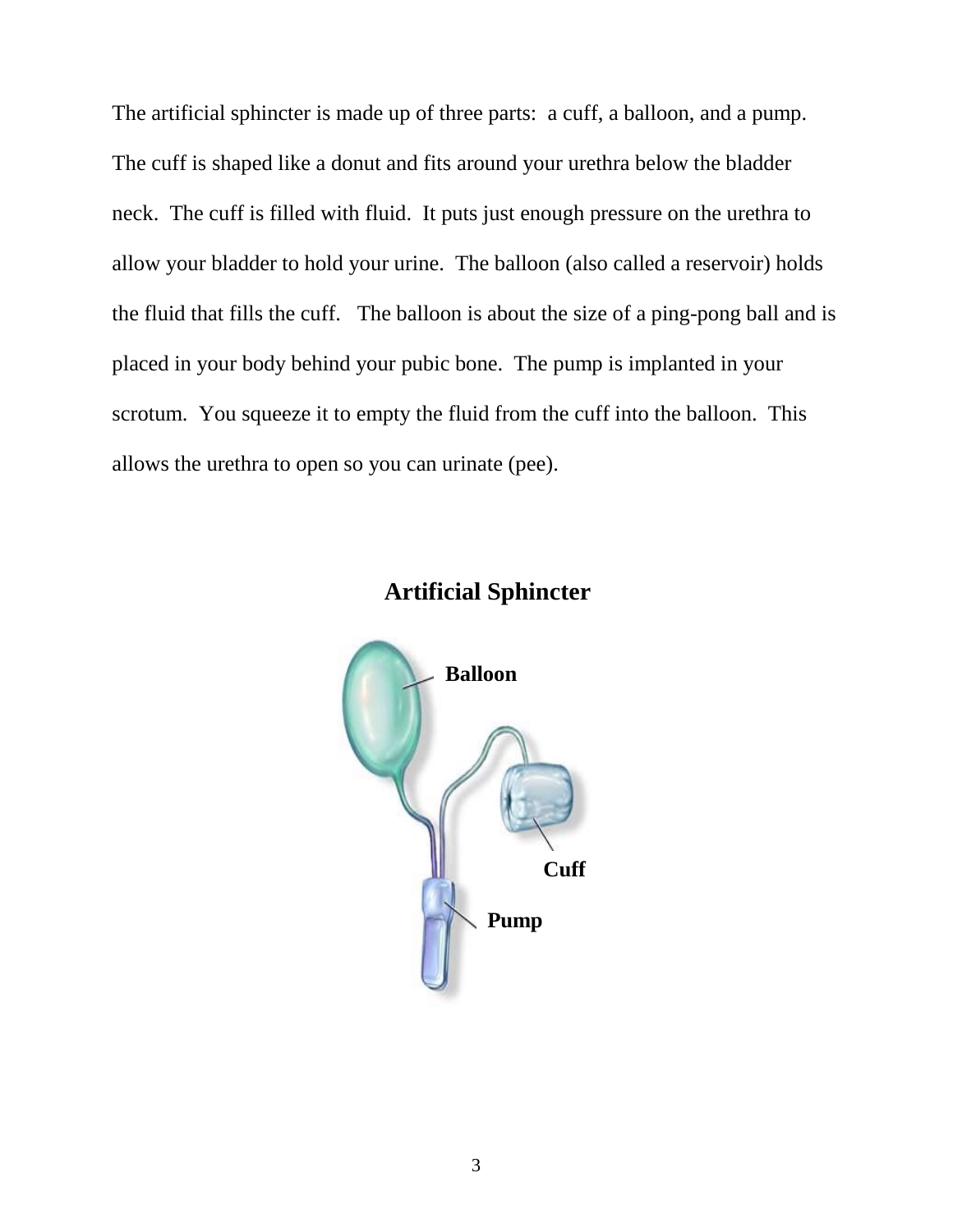The artificial sphincter is made up of three parts: a cuff, a balloon, and a pump. The cuff is shaped like a donut and fits around your urethra below the bladder neck. The cuff is filled with fluid. It puts just enough pressure on the urethra to allow your bladder to hold your urine. The balloon (also called a reservoir) holds the fluid that fills the cuff. The balloon is about the size of a ping-pong ball and is placed in your body behind your pubic bone. The pump is implanted in your scrotum. You squeeze it to empty the fluid from the cuff into the balloon. This allows the urethra to open so you can urinate (pee).

## Artificial Sphincter

Balloon

Cuff

Pump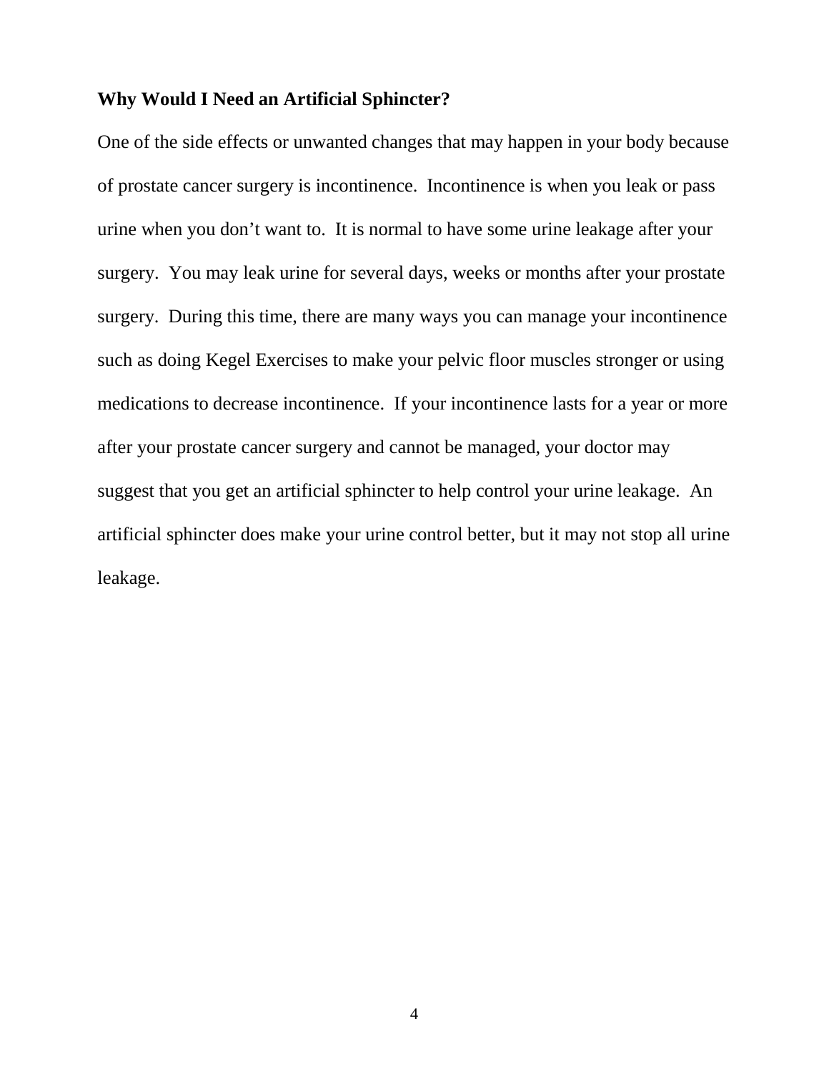**Why Would I Need an Artificial Sphincter?**

One of the side effects or unwanted changes that may happen in your body because of prostate cancer surgery is incontinence. Incontinence is when you leak or pass urine when you don't want to. It is normal to have some urine leakage after your surgery. You may leak urine for several days, weeks or months after your prostate surgery. During this time, there are many ways you can manage your incontinence such as doing Kegel Exercises to make your pelvic floor muscles stronger or using medications to decrease incontinence. If your incontinence lasts for a year or more after your prostate cancer surgery and cannot be managed, your doctor may suggest that you get an artificial sphincter to help control your urine leakage. An artificial sphincter does make your urine control better, but it may not stop all urine leakage.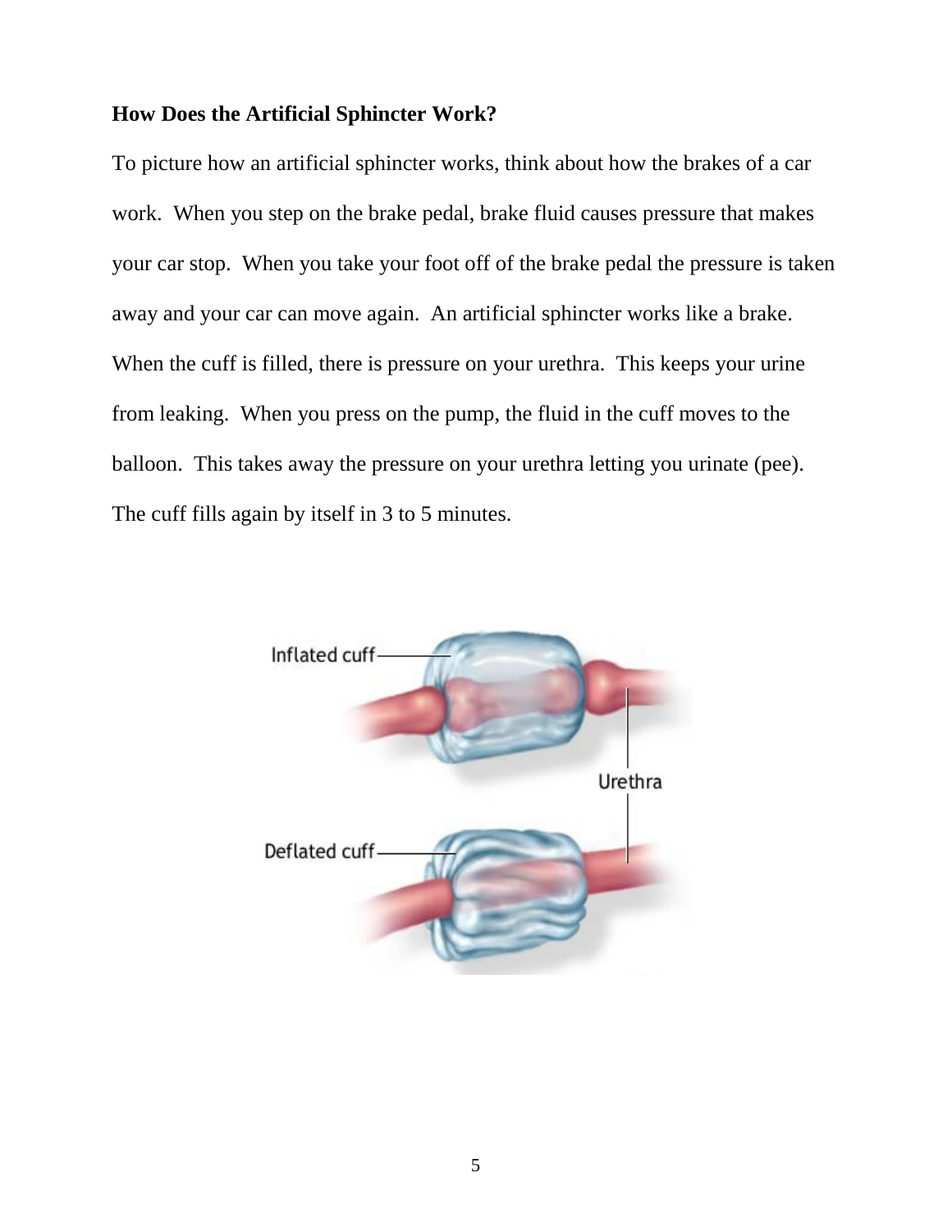**How Does the Artificial Sphincter Work?**

To picture how an artificial sphincter works, think about how the brakes of a car work. When you step on the brake pedal, brake fluid causes pressure that makes your car stop. When you take your foot off of the brake pedal the pressure is taken away and your car can move again. An artificial sphincter works like a brake. When the cuff is filled, there is pressure on your urethra. This keeps your urine from leaking. When you press on the pump, the fluid in the cuff moves to the balloon. This takes away the pressure on your urethra letting you urinate (pee). The cuff fills again by itself in 3 to 5 minutes.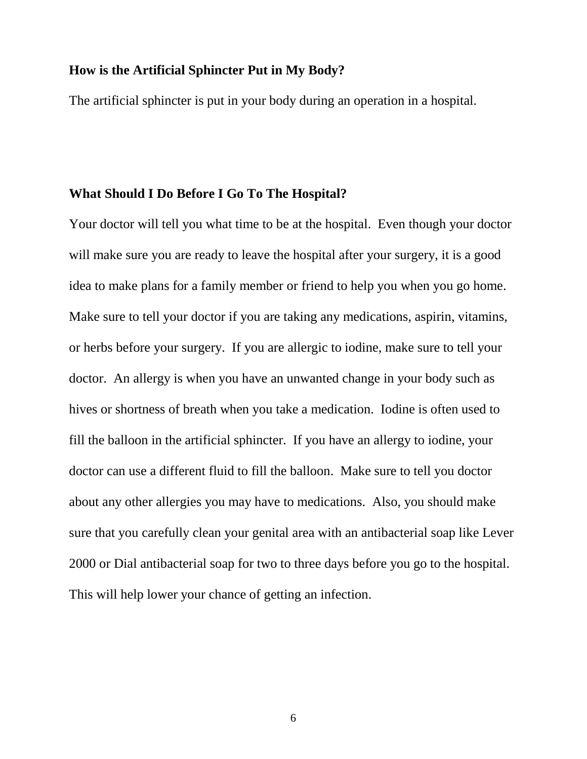**How is the Artificial Sphincter Put in My Body?**

The artificial sphincter is put in your body during an operation in a hospital.

**What Should I Do Before I Go To The Hospital?**

Your doctor will tell you what time to be at the hospital. Even though your doctor will make sure you are ready to leave the hospital after your surgery, it is a good idea to make plans for a family member or friend to help you when you go home. Make sure to tell your doctor if you are taking any medications, aspirin, vitamins, or herbs before your surgery. If you are allergic to iodine, make sure to tell your doctor. An allergy is when you have an unwanted change in your body such as hives or shortness of breath when you take a medication. Iodine is often used to fill the balloon in the artificial sphincter. If you have an allergy to iodine, your doctor can use a different fluid to fill the balloon. Make sure to tell you doctor about any other allergies you may have to medications. Also, you should make sure that you carefully clean your genital area with an antibacterial soap like Lever 2000 or Dial antibacterial soap for two to three days before you go to the hospital. This will help lower your chance of getting an infection.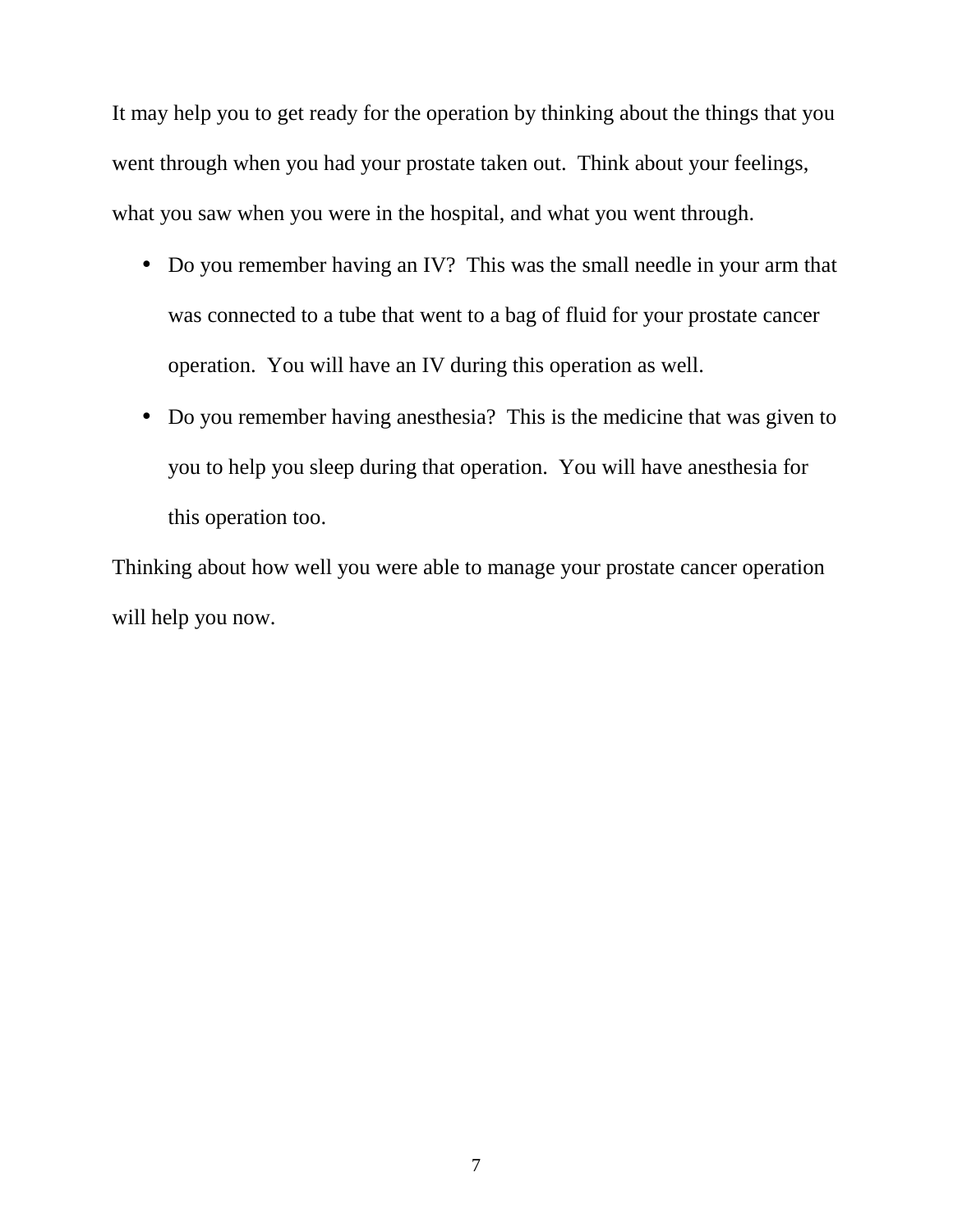It may help you to get ready for the operation by thinking about the things that you went through when you had your prostate taken out. Think about your feelings, what you saw when you were in the hospital, and what you went through.

- Do you remember having an IV? This was the small needle in your arm that was connected to a tube that went to a bag of fluid for your prostate cancer operation. You will have an IV during this operation as well.
- Do you remember having anesthesia? This is the medicine that was given to you to help you sleep during that operation. You will have anesthesia for this operation too.

Thinking about how well you were able to manage your prostate cancer operation will help you now.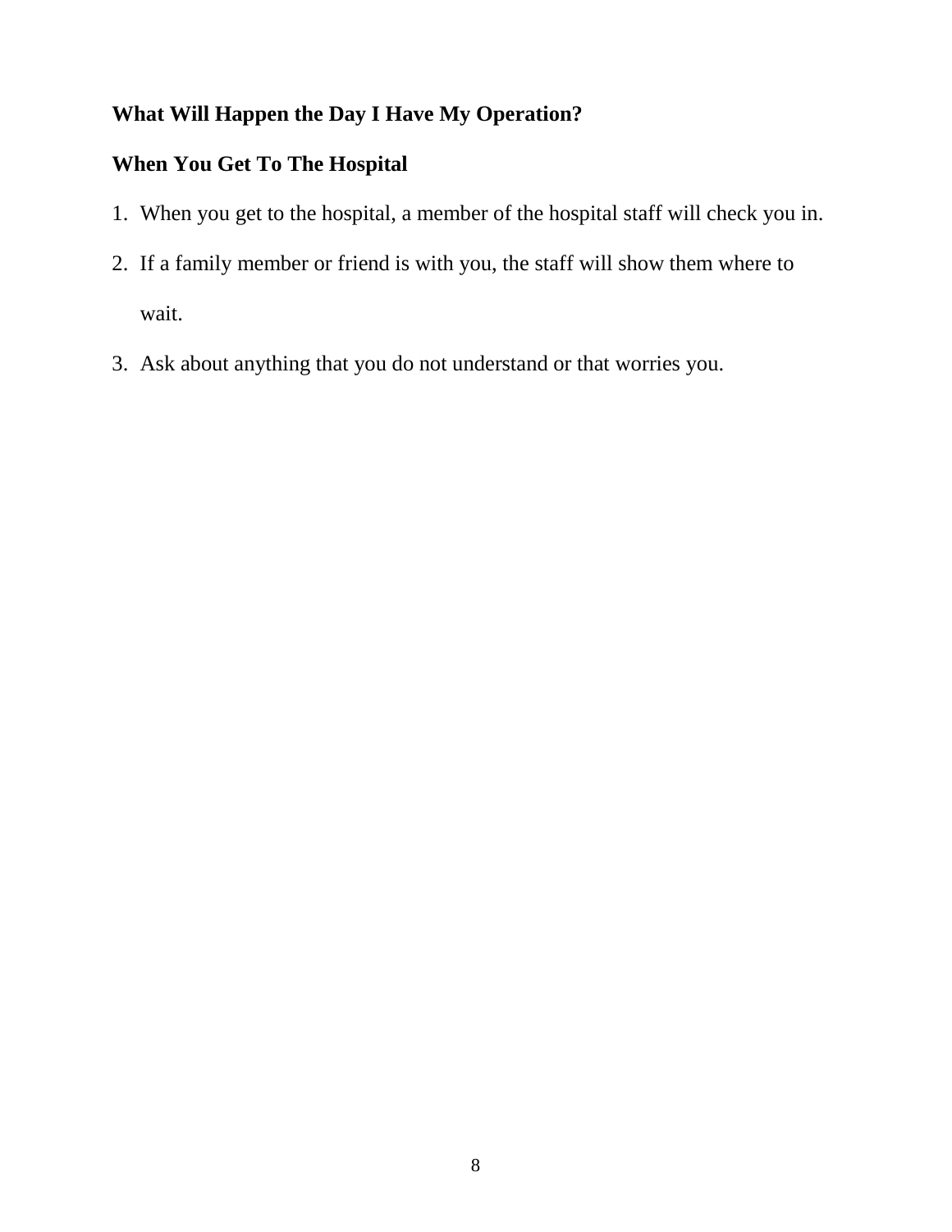## What Will Happen the Day I Have My Operation?

### When You Get To The Hospital

1. When you get to the hospital, a member of the hospital staff will check you in.
2. If a family member or friend is with you, the staff will show them where to wait.
3. Ask about anything that you do not understand or that worries you.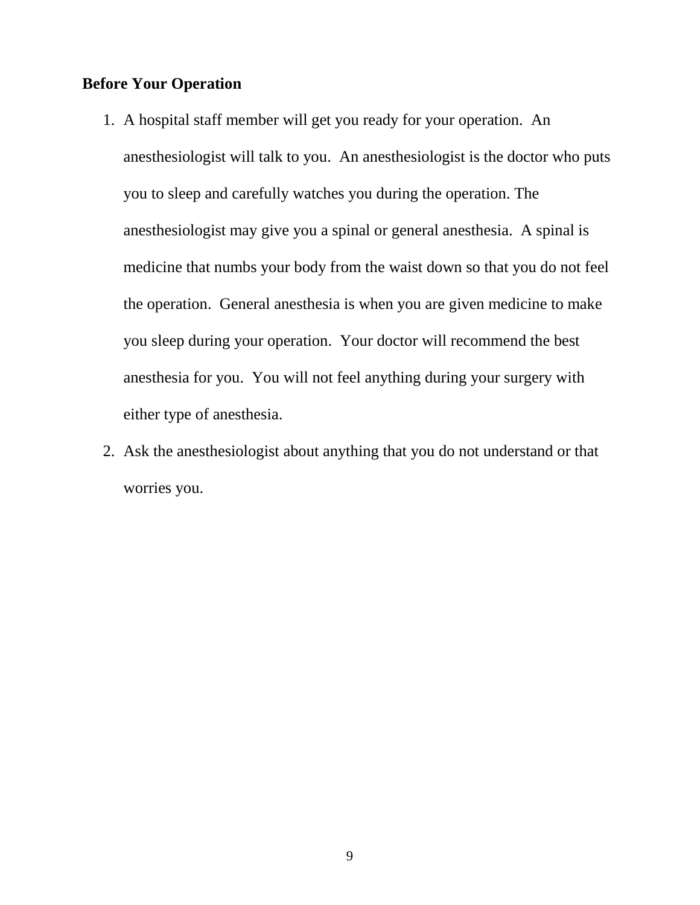**Before Your Operation**

1. A hospital staff member will get you ready for your operation. An anesthesiologist will talk to you. An anesthesiologist is the doctor who puts you to sleep and carefully watches you during the operation. The anesthesiologist may give you a spinal or general anesthesia. A spinal is medicine that numbs your body from the waist down so that you do not feel the operation. General anesthesia is when you are given medicine to make you sleep during your operation. Your doctor will recommend the best anesthesia for you. You will not feel anything during your surgery with either type of anesthesia.
2. Ask the anesthesiologist about anything that you do not understand or that worries you.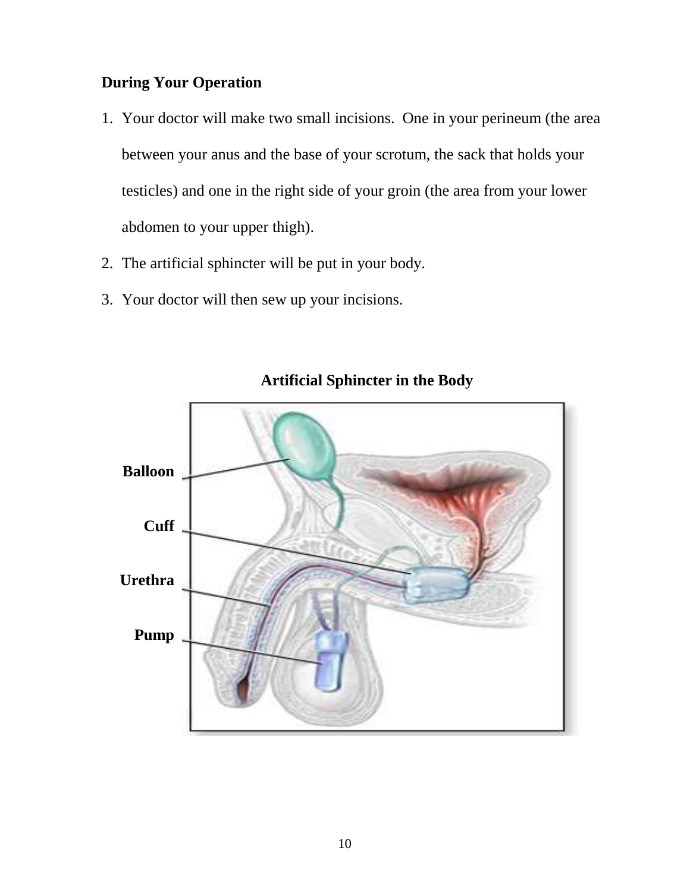### During Your Operation

1. Your doctor will make two small incisions. One in your perineum (the area between your anus and the base of your scrotum, the sack that holds your testicles) and one in the right side of your groin (the area from your lower abdomen to your upper thigh).
2. The artificial sphincter will be put in your body.
3. Your doctor will then sew up your incisions.

**Artificial Sphincter in the Body**

Balloon

Cuff

Urethra

Pump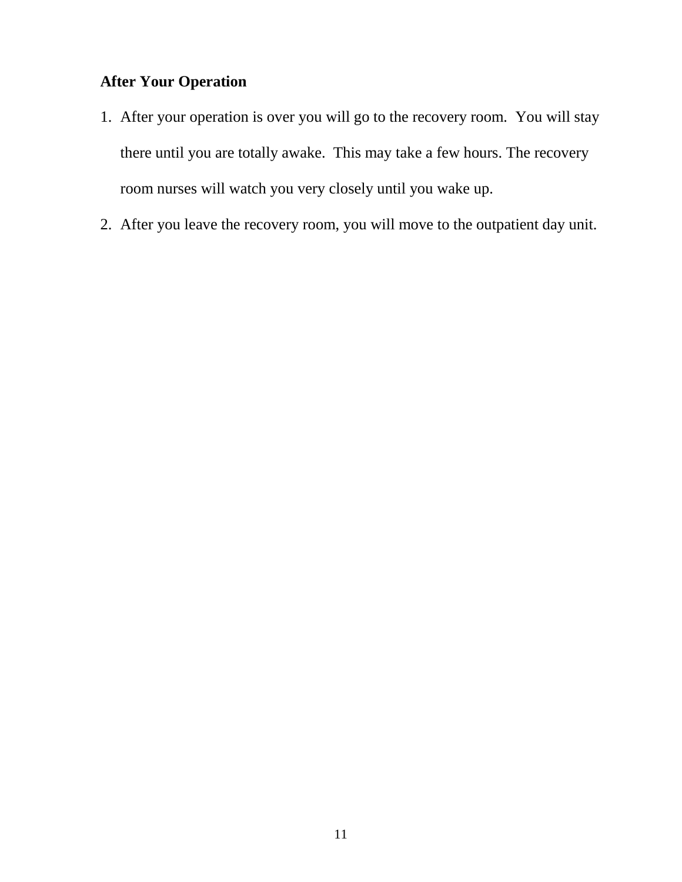**After Your Operation**

1. After your operation is over you will go to the recovery room.  You will stay there until you are totally awake.  This may take a few hours. The recovery room nurses will watch you very closely until you wake up.
2. After you leave the recovery room, you will move to the outpatient day unit.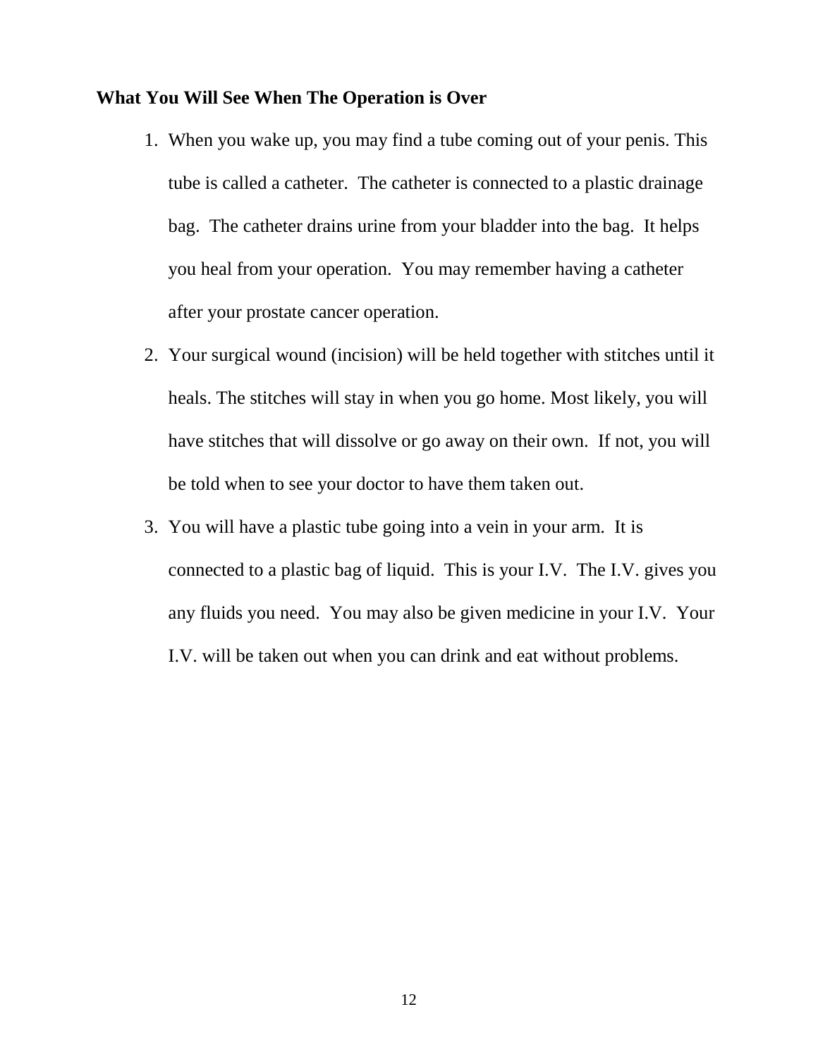**What You Will See When The Operation is Over**

1. When you wake up, you may find a tube coming out of your penis. This tube is called a catheter.  The catheter is connected to a plastic drainage bag.  The catheter drains urine from your bladder into the bag.  It helps you heal from your operation.  You may remember having a catheter after your prostate cancer operation.
2. Your surgical wound (incision) will be held together with stitches until it heals. The stitches will stay in when you go home. Most likely, you will have stitches that will dissolve or go away on their own.  If not, you will be told when to see your doctor to have them taken out.
3. You will have a plastic tube going into a vein in your arm.  It is connected to a plastic bag of liquid.  This is your I.V.  The I.V. gives you any fluids you need.  You may also be given medicine in your I.V.  Your I.V. will be taken out when you can drink and eat without problems.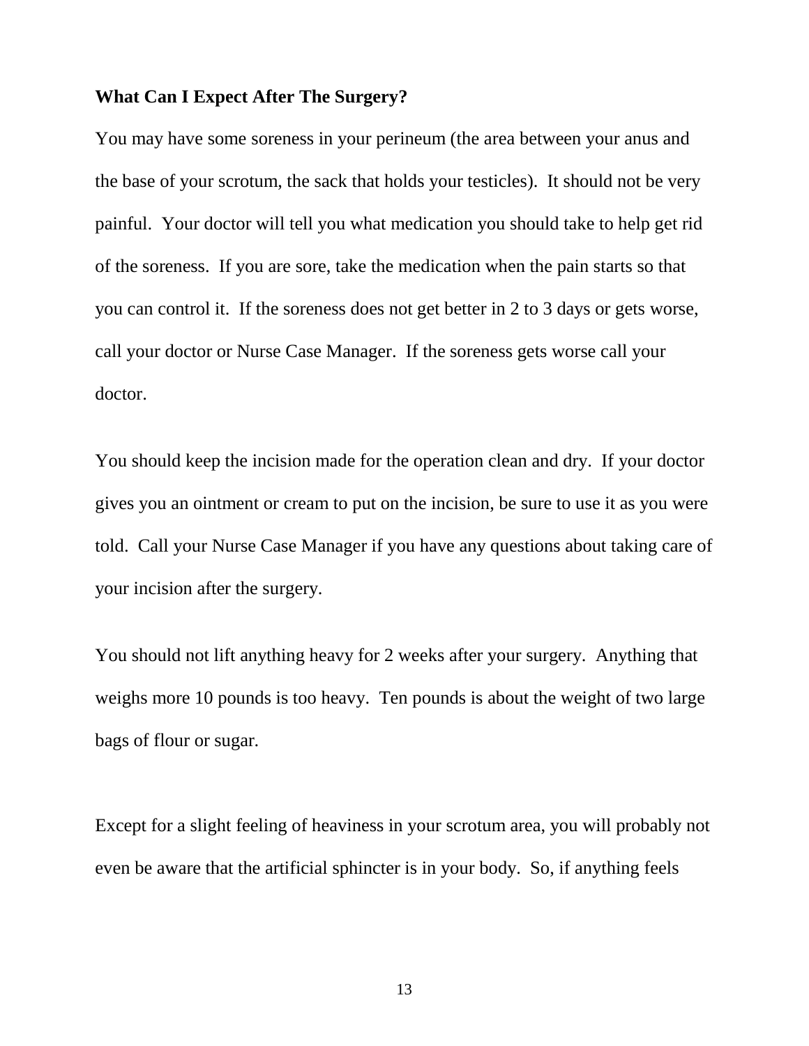**What Can I Expect After The Surgery?**

You may have some soreness in your perineum (the area between your anus and the base of your scrotum, the sack that holds your testicles). It should not be very painful. Your doctor will tell you what medication you should take to help get rid of the soreness. If you are sore, take the medication when the pain starts so that you can control it. If the soreness does not get better in 2 to 3 days or gets worse, call your doctor or Nurse Case Manager. If the soreness gets worse call your doctor.

You should keep the incision made for the operation clean and dry. If your doctor gives you an ointment or cream to put on the incision, be sure to use it as you were told. Call your Nurse Case Manager if you have any questions about taking care of your incision after the surgery.

You should not lift anything heavy for 2 weeks after your surgery. Anything that weighs more 10 pounds is too heavy. Ten pounds is about the weight of two large bags of flour or sugar.

Except for a slight feeling of heaviness in your scrotum area, you will probably not even be aware that the artificial sphincter is in your body. So, if anything feels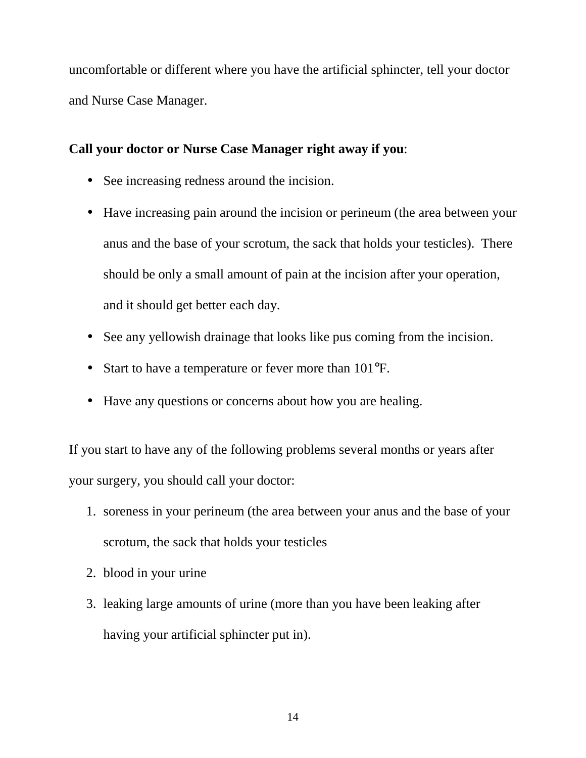uncomfortable or different where you have the artificial sphincter, tell your doctor and Nurse Case Manager.

**Call your doctor or Nurse Case Manager right away if you**:

- See increasing redness around the incision.
- Have increasing pain around the incision or perineum (the area between your anus and the base of your scrotum, the sack that holds your testicles). There should be only a small amount of pain at the incision after your operation, and it should get better each day.
- See any yellowish drainage that looks like pus coming from the incision.
- Start to have a temperature or fever more than 101°F.
- Have any questions or concerns about how you are healing.

If you start to have any of the following problems several months or years after your surgery, you should call your doctor:

1. soreness in your perineum (the area between your anus and the base of your scrotum, the sack that holds your testicles
2. blood in your urine
3. leaking large amounts of urine (more than you have been leaking after having your artificial sphincter put in).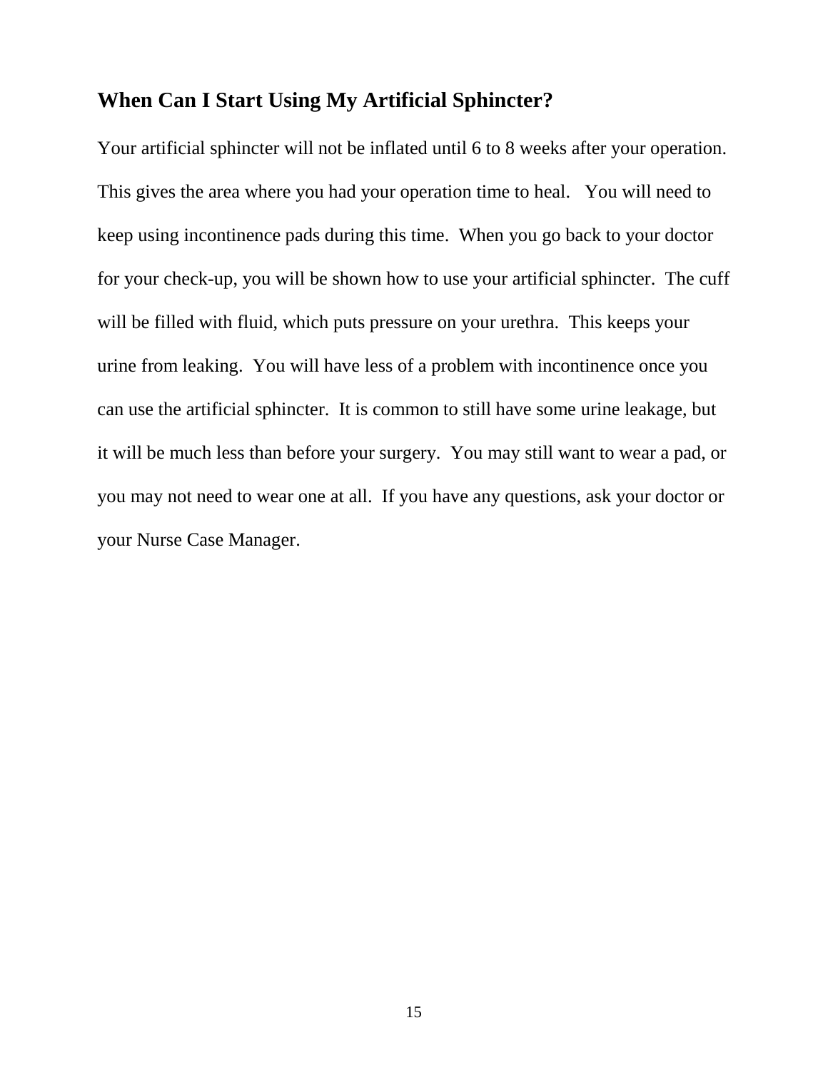## When Can I Start Using My Artificial Sphincter?

Your artificial sphincter will not be inflated until 6 to 8 weeks after your operation. This gives the area where you had your operation time to heal. You will need to keep using incontinence pads during this time. When you go back to your doctor for your check-up, you will be shown how to use your artificial sphincter. The cuff will be filled with fluid, which puts pressure on your urethra. This keeps your urine from leaking. You will have less of a problem with incontinence once you can use the artificial sphincter. It is common to still have some urine leakage, but it will be much less than before your surgery. You may still want to wear a pad, or you may not need to wear one at all. If you have any questions, ask your doctor or your Nurse Case Manager.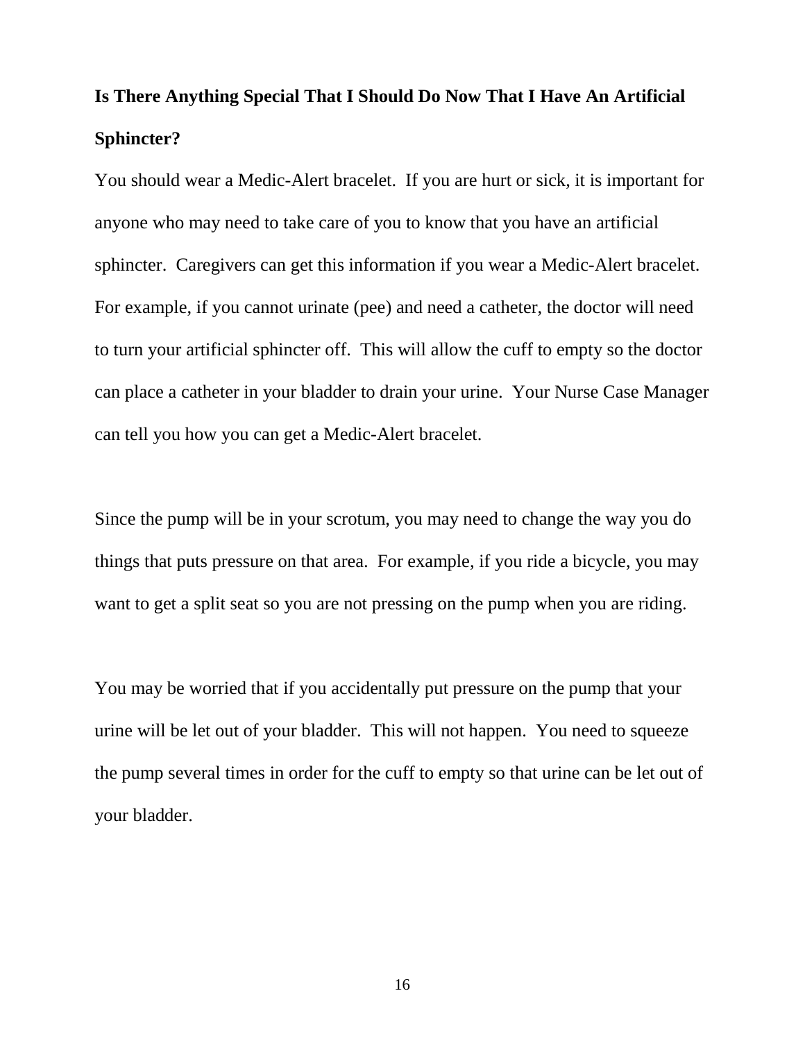## Is There Anything Special That I Should Do Now That I Have An Artificial Sphincter?

You should wear a Medic-Alert bracelet. If you are hurt or sick, it is important for anyone who may need to take care of you to know that you have an artificial sphincter. Caregivers can get this information if you wear a Medic-Alert bracelet. For example, if you cannot urinate (pee) and need a catheter, the doctor will need to turn your artificial sphincter off. This will allow the cuff to empty so the doctor can place a catheter in your bladder to drain your urine. Your Nurse Case Manager can tell you how you can get a Medic-Alert bracelet.

Since the pump will be in your scrotum, you may need to change the way you do things that puts pressure on that area. For example, if you ride a bicycle, you may want to get a split seat so you are not pressing on the pump when you are riding.

You may be worried that if you accidentally put pressure on the pump that your urine will be let out of your bladder. This will not happen. You need to squeeze the pump several times in order for the cuff to empty so that urine can be let out of your bladder.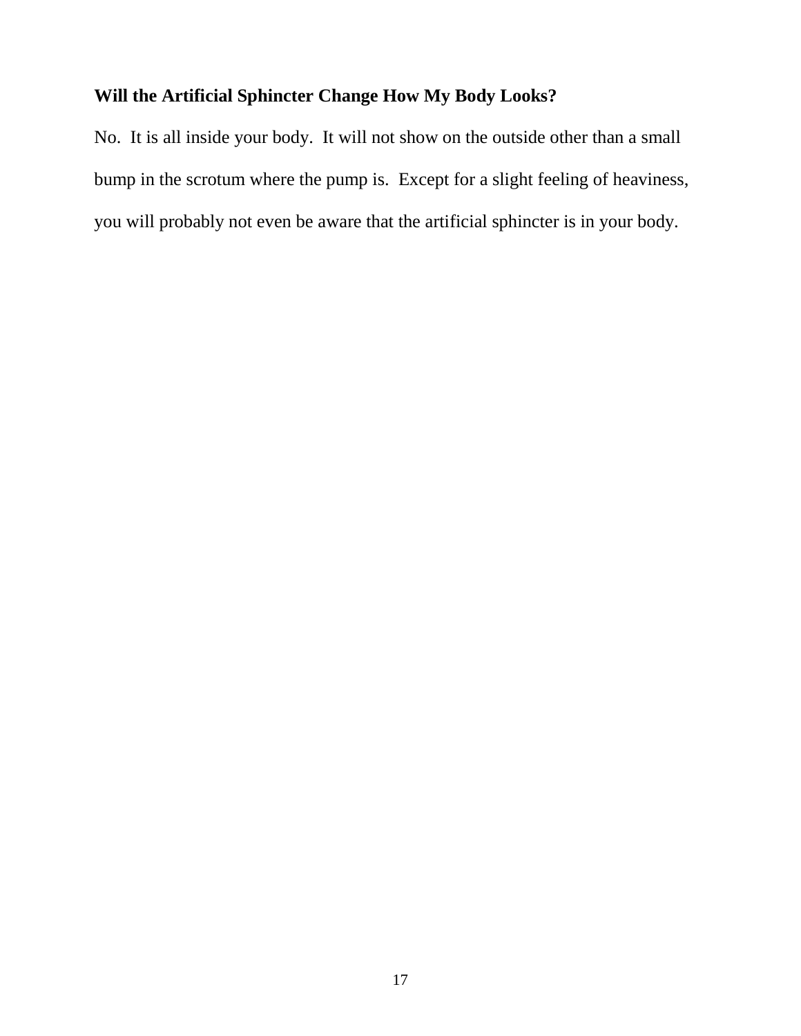### Will the Artificial Sphincter Change How My Body Looks?

No.  It is all inside your body.  It will not show on the outside other than a small bump in the scrotum where the pump is.  Except for a slight feeling of heaviness, you will probably not even be aware that the artificial sphincter is in your body.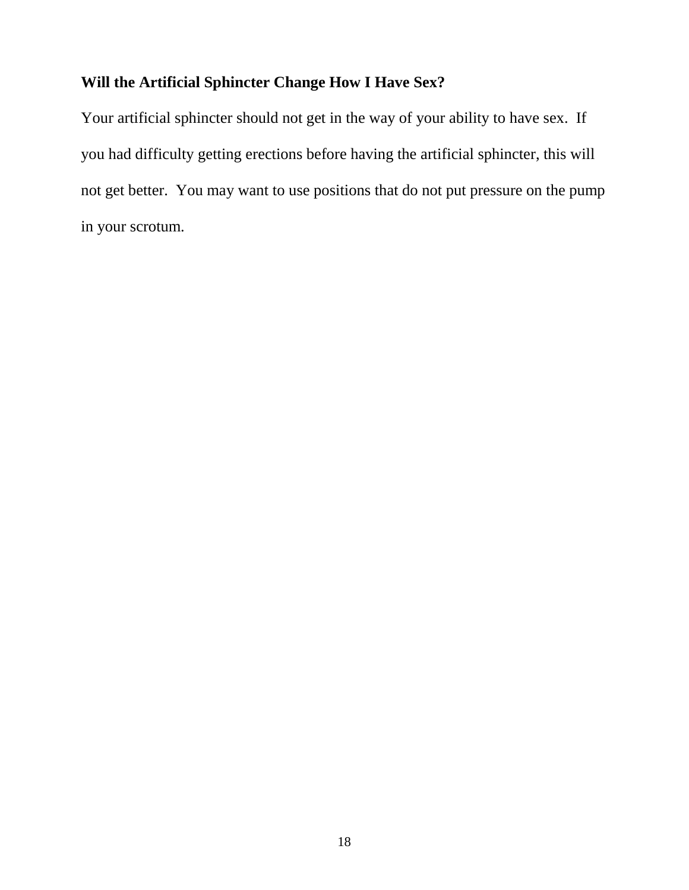### Will the Artificial Sphincter Change How I Have Sex?

Your artificial sphincter should not get in the way of your ability to have sex. If you had difficulty getting erections before having the artificial sphincter, this will not get better. You may want to use positions that do not put pressure on the pump in your scrotum.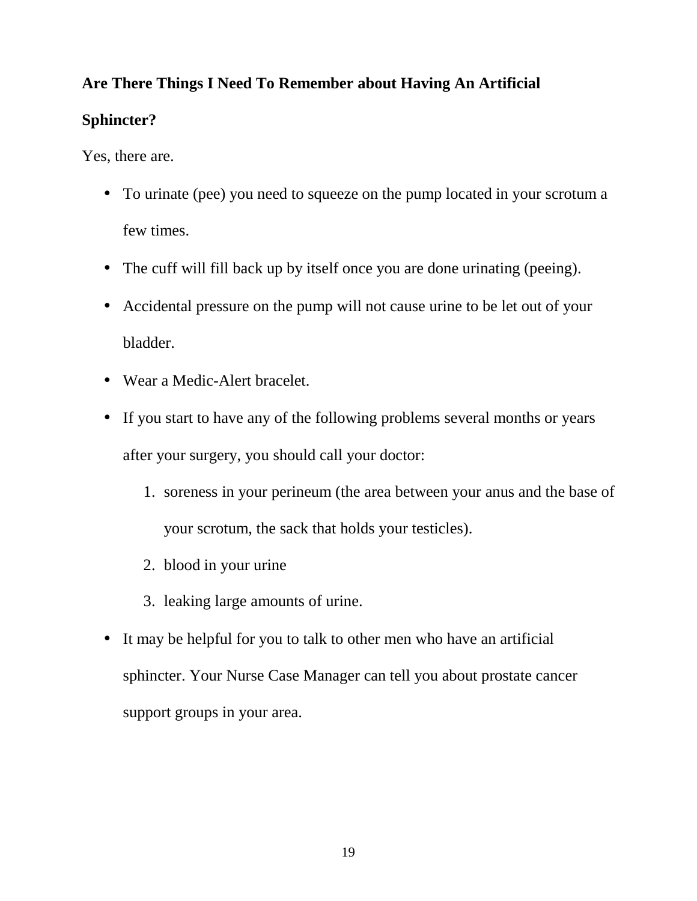**Are There Things I Need To Remember about Having An Artificial Sphincter?**

Yes, there are.

- To urinate (pee) you need to squeeze on the pump located in your scrotum a few times.
- The cuff will fill back up by itself once you are done urinating (peeing).
- Accidental pressure on the pump will not cause urine to be let out of your bladder.
- Wear a Medic-Alert bracelet.
- If you start to have any of the following problems several months or years after your surgery, you should call your doctor:
    1. soreness in your perineum (the area between your anus and the base of your scrotum, the sack that holds your testicles).
    2. blood in your urine
    3. leaking large amounts of urine.
- It may be helpful for you to talk to other men who have an artificial sphincter. Your Nurse Case Manager can tell you about prostate cancer support groups in your area.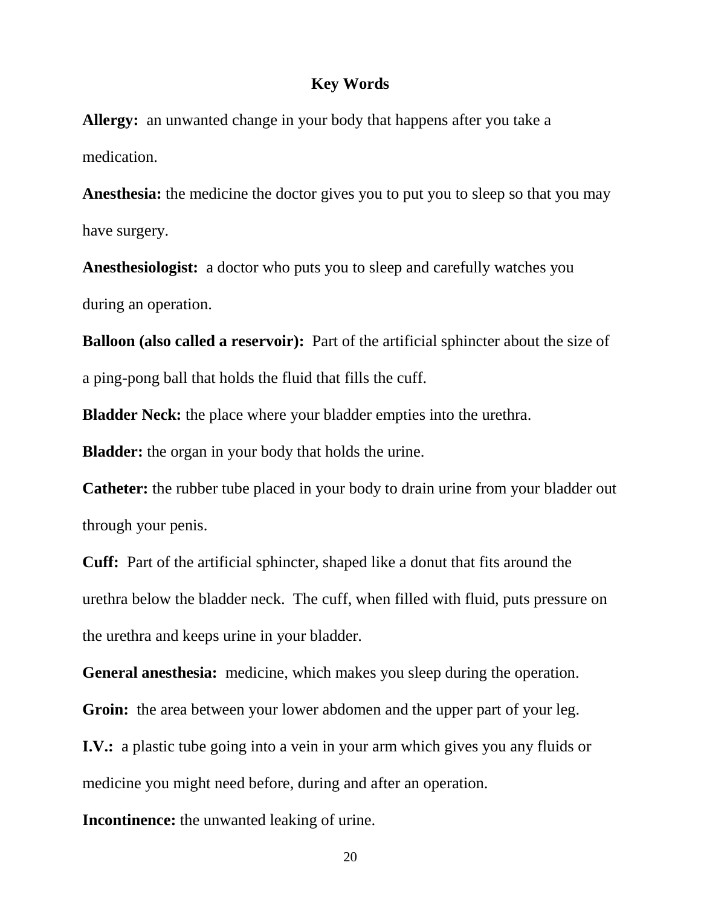## Key Words

**Allergy:** an unwanted change in your body that happens after you take a medication.

**Anesthesia:** the medicine the doctor gives you to put you to sleep so that you may have surgery.

**Anesthesiologist:** a doctor who puts you to sleep and carefully watches you during an operation.

**Balloon (also called a reservoir):** Part of the artificial sphincter about the size of a ping-pong ball that holds the fluid that fills the cuff.

**Bladder Neck:** the place where your bladder empties into the urethra.

**Bladder:** the organ in your body that holds the urine.

**Catheter:** the rubber tube placed in your body to drain urine from your bladder out through your penis.

**Cuff:** Part of the artificial sphincter, shaped like a donut that fits around the urethra below the bladder neck. The cuff, when filled with fluid, puts pressure on the urethra and keeps urine in your bladder.

**General anesthesia:** medicine, which makes you sleep during the operation.

**Groin:** the area between your lower abdomen and the upper part of your leg.

**I.V.:** a plastic tube going into a vein in your arm which gives you any fluids or medicine you might need before, during and after an operation.

**Incontinence:** the unwanted leaking of urine.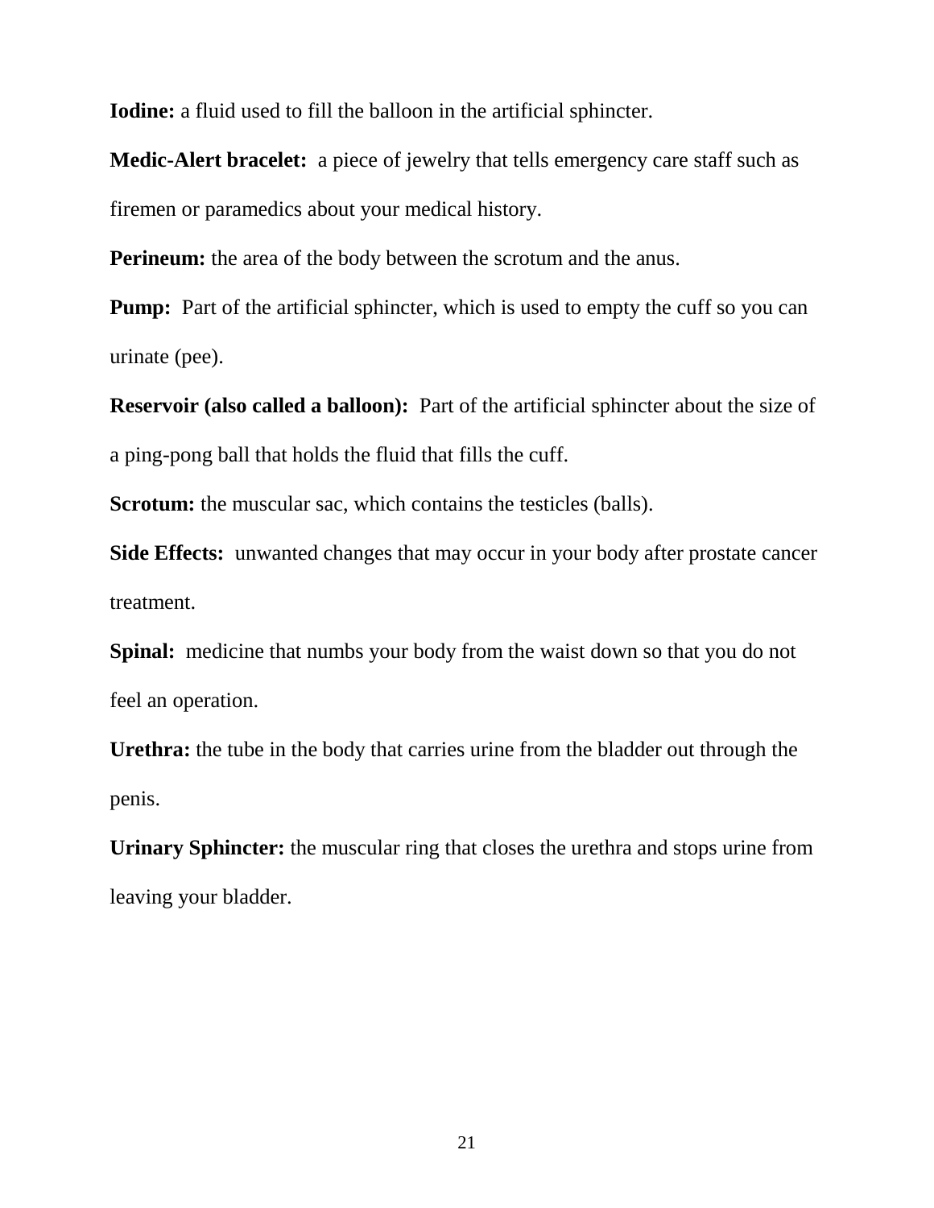**Iodine:** a fluid used to fill the balloon in the artificial sphincter.

**Medic-Alert bracelet:** a piece of jewelry that tells emergency care staff such as firemen or paramedics about your medical history.

**Perineum:** the area of the body between the scrotum and the anus.

**Pump:** Part of the artificial sphincter, which is used to empty the cuff so you can urinate (pee).

**Reservoir (also called a balloon):** Part of the artificial sphincter about the size of a ping-pong ball that holds the fluid that fills the cuff.

**Scrotum:** the muscular sac, which contains the testicles (balls).

**Side Effects:** unwanted changes that may occur in your body after prostate cancer treatment.

**Spinal:** medicine that numbs your body from the waist down so that you do not feel an operation.

**Urethra:** the tube in the body that carries urine from the bladder out through the penis.

**Urinary Sphincter:** the muscular ring that closes the urethra and stops urine from leaving your bladder.